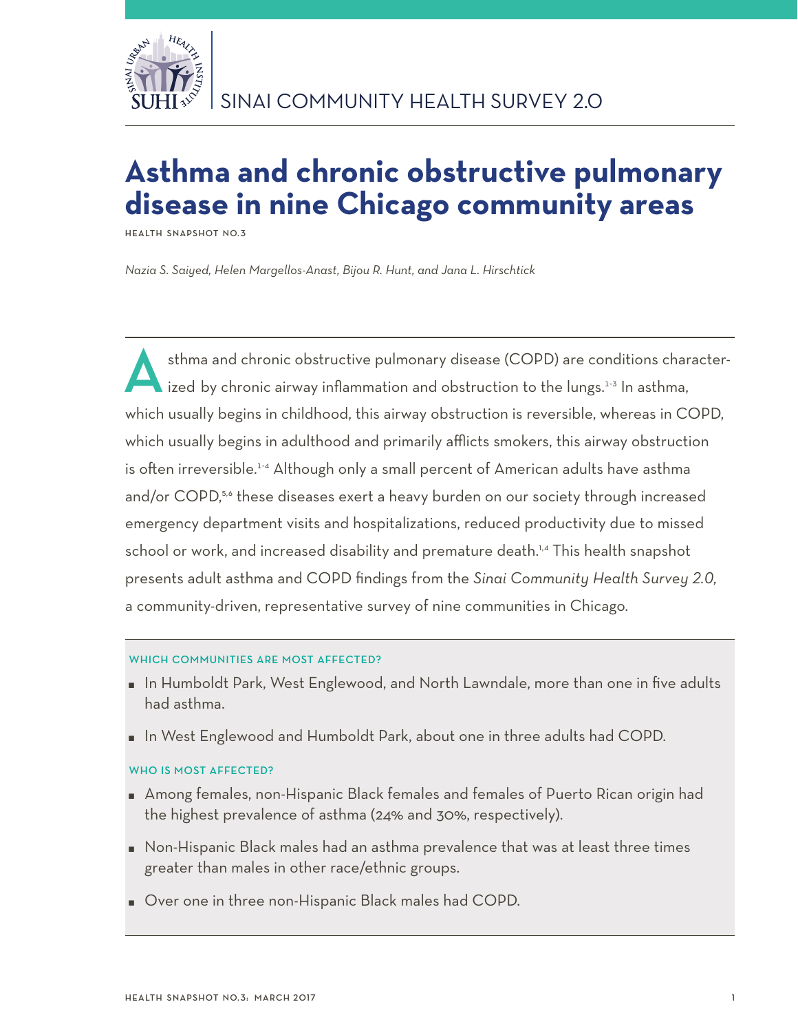SINAI COMMUNITY HEALTH SURVEY 2.0

# Asthma and chronic obstructive pulmonary disease in nine Chicago community areas

HEALTH SNAPSHOT NO.3

*Nazia S. Saiyed, Helen Margellos-Anast, Bijou R. Hunt, and Jana L. Hirschtick*

Asthma and chronic obstructive pulmonary disease (COPD) are conditions characterized by chronic airway inflammation and obstruction to the lungs.[1-3] In asthma, which usually begins in childhood, this airway obstruction is reversible, whereas in COPD, which usually begins in adulthood and primarily afflicts smokers, this airway obstruction is often irreversible.[1-4] Although only a small percent of American adults have asthma and/or COPD,[5,6] these diseases exert a heavy burden on our society through increased emergency department visits and hospitalizations, reduced productivity due to missed school or work, and increased disability and premature death.[1,4] This health snapshot presents adult asthma and COPD findings from the *Sinai Community Health Survey 2.0,* a community-driven, representative survey of nine communities in Chicago.

#### WHICH COMMUNITIES ARE MOST AFFECTED?

- In Humboldt Park, West Englewood, and North Lawndale, more than one in five adults had asthma.
- In West Englewood and Humboldt Park, about one in three adults had COPD.

#### WHO IS MOST AFFECTED?

- Among females, non-Hispanic Black females and females of Puerto Rican origin had the highest prevalence of asthma (24% and 30%, respectively).
- Non-Hispanic Black males had an asthma prevalence that was at least three times greater than males in other race/ethnic groups.
- Over one in three non-Hispanic Black males had COPD.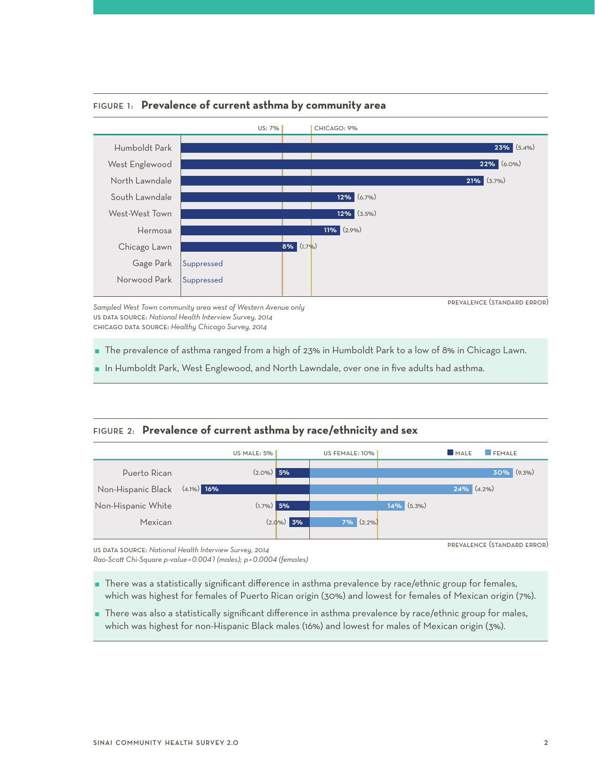## FIGURE 1: **Prevalence of current asthma by community area**

US: 7% | CHICAGO: 9%

| Community area | Prevalence | (Standard error) |
|---|---|---|
| Humboldt Park | 23% | (5.4%) |
| West Englewood | 22% | (6.0%) |
| North Lawndale | 21% | (3.7%) |
| South Lawndale | 12% | (6.7%) |
| West-West Town | 12% | (3.5%) |
| Hermosa | 11% | (2.9%) |
| Chicago Lawn | 8% | (1.7%) |
| Gage Park | Suppressed | |
| Norwood Park | Suppressed | |

PREVALENCE (STANDARD ERROR)

*Sampled West Town community area west of Western Avenue only*
US DATA SOURCE: *National Health Interview Survey, 2014*
CHICAGO DATA SOURCE: *Healthy Chicago Survey, 2014*

- The prevalence of asthma ranged from a high of 23% in Humboldt Park to a low of 8% in Chicago Lawn.
- In Humboldt Park, West Englewood, and North Lawndale, over one in five adults had asthma.

## FIGURE 2: **Prevalence of current asthma by race/ethnicity and sex**

US MALE: 5% | US FEMALE: 10%

| Race/ethnicity | Male | Female |
|---|---|---|
| Puerto Rican | 5% (2.0%) | 30% (9.3%) |
| Non-Hispanic Black | 16% (4.1%) | 24% (4.2%) |
| Non-Hispanic White | 5% (1.7%) | 14% (5.3%) |
| Mexican | 3% (2.0%) | 7% (2.2%) |

PREVALENCE (STANDARD ERROR)

US DATA SOURCE: *National Health Interview Survey, 2014*
*Rao-Scott Chi-Square p-value = 0.0041 (males); p = 0.0004 (females)*

- There was a statistically significant difference in asthma prevalence by race/ethnic group for females, which was highest for females of Puerto Rican origin (30%) and lowest for females of Mexican origin (7%).
- There was also a statistically significant difference in asthma prevalence by race/ethnic group for males, which was highest for non-Hispanic Black males (16%) and lowest for males of Mexican origin (3%).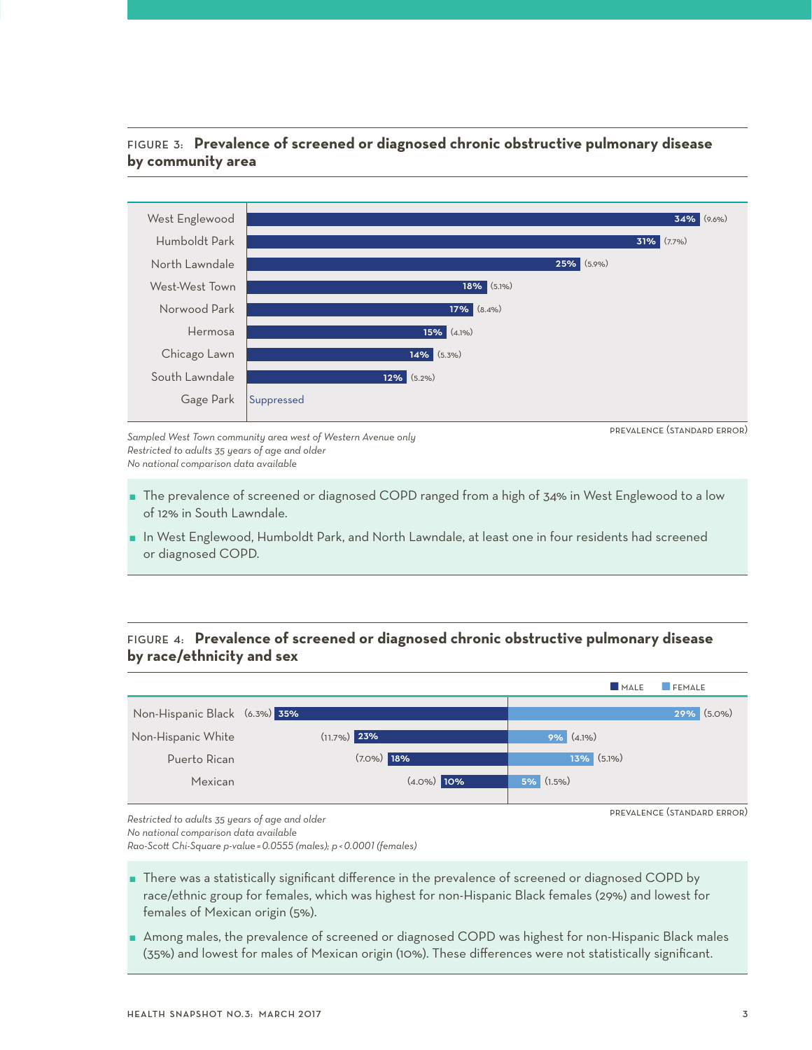FIGURE 3: **Prevalence of screened or diagnosed chronic obstructive pulmonary disease by community area**

| Community area | Prevalence (Standard error) |
|---|---|
| West Englewood | 34% (9.6%) |
| Humboldt Park | 31% (7.7%) |
| North Lawndale | 25% (5.9%) |
| West-West Town | 18% (5.1%) |
| Norwood Park | 17% (8.4%) |
| Hermosa | 15% (4.1%) |
| Chicago Lawn | 14% (5.3%) |
| South Lawndale | 12% (5.2%) |
| Gage Park | Suppressed |

PREVALENCE (STANDARD ERROR)

*Sampled West Town community area west of Western Avenue only*
*Restricted to adults 35 years of age and older*
*No national comparison data available*

- The prevalence of screened or diagnosed COPD ranged from a high of 34% in West Englewood to a low of 12% in South Lawndale.
- In West Englewood, Humboldt Park, and North Lawndale, at least one in four residents had screened or diagnosed COPD.

FIGURE 4: **Prevalence of screened or diagnosed chronic obstructive pulmonary disease by race/ethnicity and sex**

| Race/ethnicity | Male | Female |
|---|---|---|
| Non-Hispanic Black | 35% (6.3%) | 29% (5.0%) |
| Non-Hispanic White | 23% (11.7%) | 9% (4.1%) |
| Puerto Rican | 18% (7.0%) | 13% (5.1%) |
| Mexican | 10% (4.0%) | 5% (1.5%) |

PREVALENCE (STANDARD ERROR)

*Restricted to adults 35 years of age and older*
*No national comparison data available*
*Rao-Scott Chi-Square p-value = 0.0555 (males); p < 0.0001 (females)*

- There was a statistically significant difference in the prevalence of screened or diagnosed COPD by race/ethnic group for females, which was highest for non-Hispanic Black females (29%) and lowest for females of Mexican origin (5%).
- Among males, the prevalence of screened or diagnosed COPD was highest for non-Hispanic Black males (35%) and lowest for males of Mexican origin (10%). These differences were not statistically significant.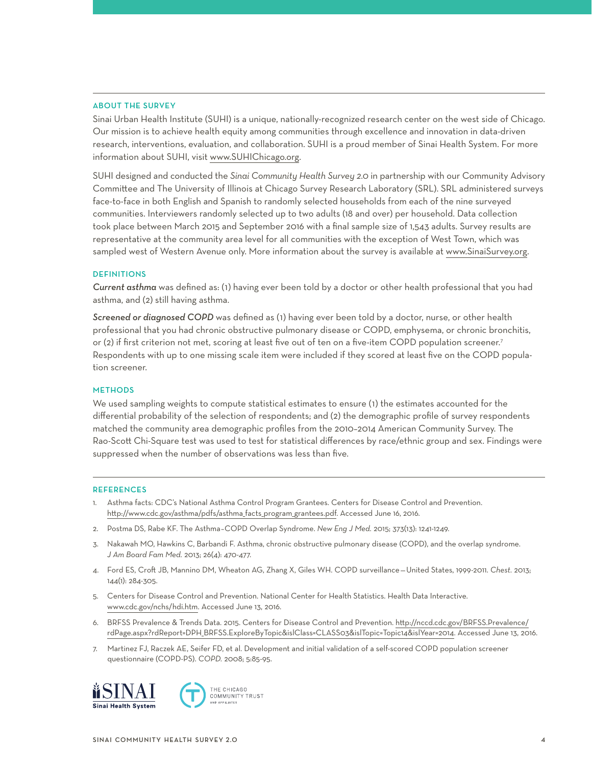## ABOUT THE SURVEY

Sinai Urban Health Institute (SUHI) is a unique, nationally-recognized research center on the west side of Chicago. Our mission is to achieve health equity among communities through excellence and innovation in data-driven research, interventions, evaluation, and collaboration. SUHI is a proud member of Sinai Health System. For more information about SUHI, visit www.SUHIChicago.org.

SUHI designed and conducted the *Sinai Community Health Survey 2.0* in partnership with our Community Advisory Committee and The University of Illinois at Chicago Survey Research Laboratory (SRL). SRL administered surveys face-to-face in both English and Spanish to randomly selected households from each of the nine surveyed communities. Interviewers randomly selected up to two adults (18 and over) per household. Data collection took place between March 2015 and September 2016 with a final sample size of 1,543 adults. Survey results are representative at the community area level for all communities with the exception of West Town, which was sampled west of Western Avenue only. More information about the survey is available at www.SinaiSurvey.org.

## DEFINITIONS

***Current asthma*** was defined as: (1) having ever been told by a doctor or other health professional that you had asthma, and (2) still having asthma.

***Screened or diagnosed COPD*** was defined as (1) having ever been told by a doctor, nurse, or other health professional that you had chronic obstructive pulmonary disease or COPD, emphysema, or chronic bronchitis, or (2) if first criterion not met, scoring at least five out of ten on a five-item COPD population screener.[7] Respondents with up to one missing scale item were included if they scored at least five on the COPD population screener.

## METHODS

We used sampling weights to compute statistical estimates to ensure (1) the estimates accounted for the differential probability of the selection of respondents; and (2) the demographic profile of survey respondents matched the community area demographic profiles from the 2010–2014 American Community Survey. The Rao-Scott Chi-Square test was used to test for statistical differences by race/ethnic group and sex. Findings were suppressed when the number of observations was less than five.

## REFERENCES

1. Asthma facts: CDC's National Asthma Control Program Grantees. Centers for Disease Control and Prevention. http://www.cdc.gov/asthma/pdfs/asthma_facts_program_grantees.pdf. Accessed June 16, 2016.
2. Postma DS, Rabe KF. The Asthma–COPD Overlap Syndrome. *New Eng J Med.* 2015; 373(13): 1241-1249.
3. Nakawah MO, Hawkins C, Barbandi F. Asthma, chronic obstructive pulmonary disease (COPD), and the overlap syndrome. *J Am Board Fam Med.* 2013; 26(4): 470-477.
4. Ford ES, Croft JB, Mannino DM, Wheaton AG, Zhang X, Giles WH. COPD surveillance—United States, 1999-2011. *Chest.* 2013; 144(1): 284-305.
5. Centers for Disease Control and Prevention. National Center for Health Statistics. Health Data Interactive. www.cdc.gov/nchs/hdi.htm. Accessed June 13, 2016.
6. BRFSS Prevalence & Trends Data. 2015. Centers for Disease Control and Prevention. http://nccd.cdc.gov/BRFSS.Prevalence/rdPage.aspx?rdReport=DPH_BRFSS.ExploreByTopic&islClass=CLASS03&islTopic=Topic14&islYear=2014. Accessed June 13, 2016.
7. Martinez FJ, Raczek AE, Seifer FD, et al. Development and initial validation of a self-scored COPD population screener questionnaire (COPD-PS). *COPD.* 2008; 5:85-95.

SINAI
Sinai Health System

THE CHICAGO COMMUNITY TRUST AND AFFILIATES